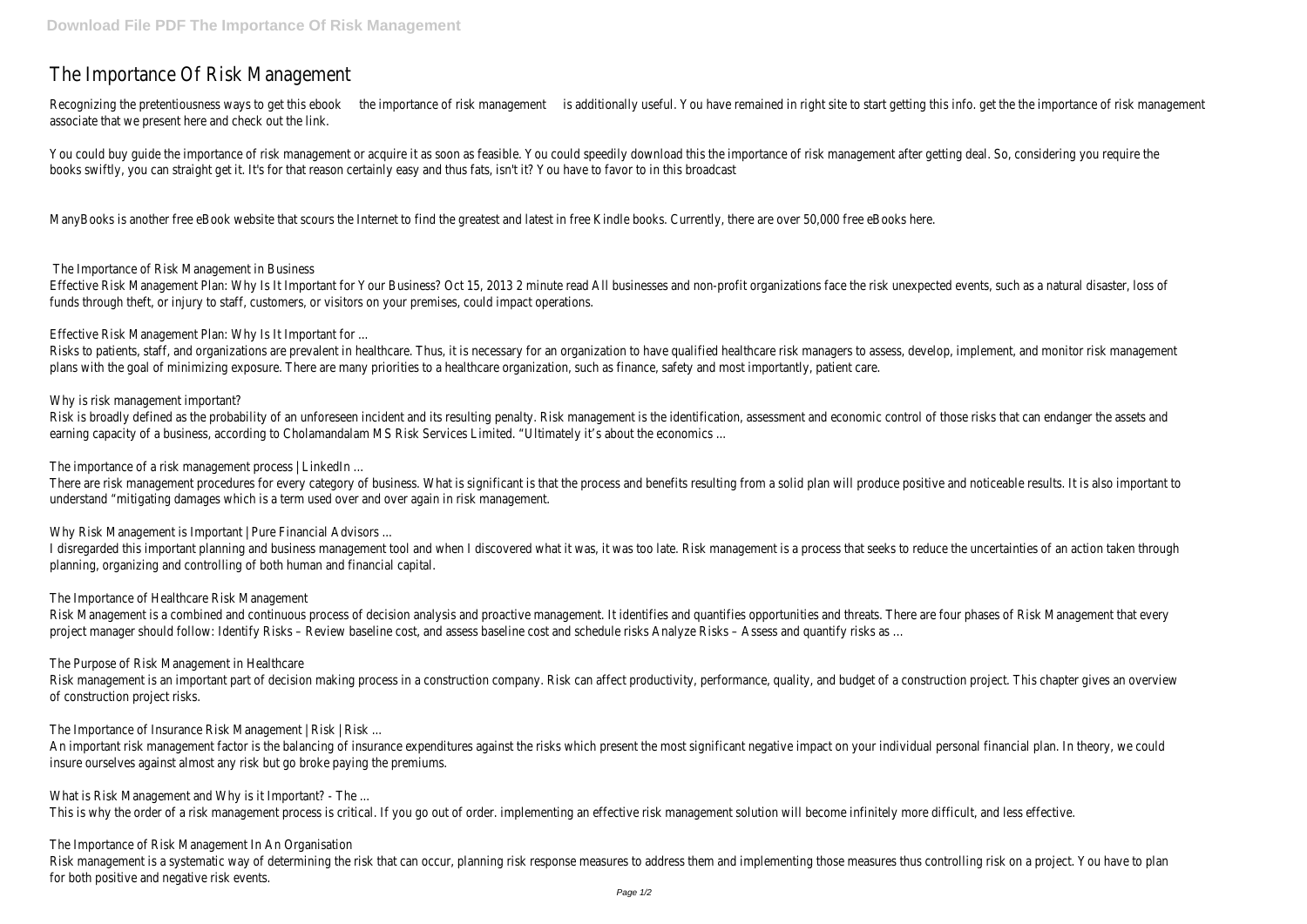# The Importance Of Risk Management

Recognizing the pretentiousness ways to get this ebook the importance of risk management is additionally useful. You have remained in right site to start getting this info. get the the importance of risk management associate that we present here and check out the link.

You could buy guide the importance of risk management or acquire it as soon as feasible. You could speedily download this the importance of risk management after getting deal. So, considering you require the books swiftly, you can straight get it. It's for that reason certainly easy and thus fats, isn't it? You have to favor to in this broadcast

ManyBooks is another free eBook website that scours the Internet to find the greatest and latest in free Kindle books. Currently, there are over 50,000 free eBooks here.

## The Importance of Risk Management in Business

Effective Risk Management Plan: Why Is It Important for Your Business? Oct 15, 2013 2 minute read All businesses and non-profit organizations face the risk unexpected events, such as a natural disaster, loss of funds through theft, or injury to staff, customers, or visitors on your premises, could impact operations.

## Effective Risk Management Plan: Why Is It Important for ...

Risks to patients, staff, and organizations are prevalent in healthcare. Thus, it is necessary for an organization to have qualified healthcare risk managers to assess, develop, implement, and monitor risk management plans with the goal of minimizing exposure. There are many priorities to a healthcare organization, such as finance, safety and most importantly, patient care.

## Why is risk management important?

Risk is broadly defined as the probability of an unforeseen incident and its resulting penalty. Risk management is the identification, assessment and economic control of those risks that can endanger the assets and earning capacity of a business, according to Cholamandalam MS Risk Services Limited. "Ultimately it's about the economics ...

## The importance of a risk management process | LinkedIn ...

There are risk management procedures for every category of business. What is significant is that the process and benefits resulting from a solid plan will produce positive and noticeable results. It is also important to understand "mitigating damages which is a term used over and over again in risk management.

## Why Risk Management is Important | Pure Financial Advisors ...

I disregarded this important planning and business management tool and when I discovered what it was, it was too late. Risk management is a process that seeks to reduce the uncertainties of an action taken through planning, organizing and controlling of both human and financial capital.

## The Importance of Healthcare Risk Management

Risk Management is a combined and continuous process of decision analysis and proactive management. It identifies and quantifies opportunities and threats. There are four phases of Risk Management that every project manager should follow: Identify Risks – Review baseline cost, and assess baseline cost and schedule risks Analyze Risks – Assess and quantify risks as ...

## The Purpose of Risk Management in Healthcare

Risk management is an important part of decision making process in a construction company. Risk can affect productivity, performance, quality, and budget of a construction project. This chapter gives an overview of construction project risks.

## The Importance of Insurance Risk Management | Risk | Risk ...

An important risk management factor is the balancing of insurance expenditures against the risks which present the most significant negative impact on your individual personal financial plan. In theory, we could insure ourselves against almost any risk but go broke paying the premiums.

## What is Risk Management and Why is it Important? - The ...

This is why the order of a risk management process is critical. If you go out of order. implementing an effective risk management solution will become infinitely more difficult, and less effective.

## The Importance of Risk Management In An Organisation

Risk management is a systematic way of determining the risk that can occur, planning risk response measures to address them and implementing those measures thus controlling risk on a project. You have to plan for both positive and negative risk events.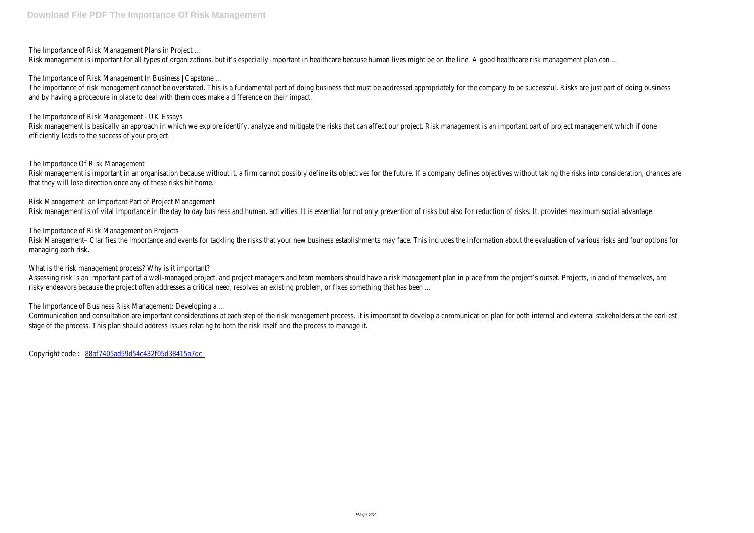The Importance of Risk Management Plans in Project ...

Risk management is important for all types of organizations, but it's especially important in healthcare because human lives might be on the line. A good healthcare risk management plan can ...

The Importance of Risk Management In Business | Capstone ...

The importance of risk management cannot be overstated. This is a fundamental part of doing business that must be addressed appropriately for the company to be successful. Risks are just part of doing business and by having a procedure in place to deal with them does make a difference on their impact.

The Importance of Risk Management - UK Essays

Risk management is basically an approach in which we explore identify, analyze and mitigate the risks that can affect our project. Risk management is an important part of project management which if done efficiently leads to the success of your project.

The Importance Of Risk Management

Risk management is important in an organisation because without it, a firm cannot possibly define its objectives for the future. If a company defines objectives without taking the risks into consideration, chances are that they will lose direction once any of these risks hit home.

Risk Management: an Important Part of Project Management

Risk management is of vital importance in the day to day business and human. activities. It is essential for not only prevention of risks but also for reduction of risks. It. provides maximum social advantage.

The Importance of Risk Management on Projects

Risk Management– Clarifies the importance and events for tackling the risks that your new business establishments may face. This includes the information about the evaluation of various risks and four options for managing each risk.

What is the risk management process? Why is it important?

Assessing risk is an important part of a well-managed project, and project managers and team members should have a risk management plan in place from the project's outset. Projects, in and of themselves, are risky endeavors because the project often addresses a critical need, resolves an existing problem, or fixes something that has been ...

The Importance of Business Risk Management: Developing a ...

Communication and consultation are important considerations at each step of the risk management process. It is important to develop a communication plan for both internal and external stakeholders at the earliest stage of the process. This plan should address issues relating to both the risk itself and the process to manage it.

Copyright code : 88af7405ad59d54c432f05d38415a7dc